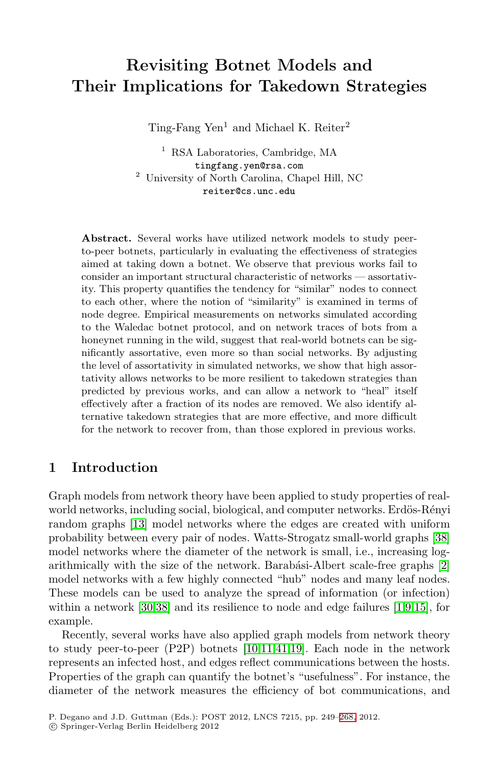# Revisiting Botnet Models and Their Implications for Takedown Strategies

Ting-Fang Yen[1] and Michael K. Reiter[2]

[1] RSA Laboratories, Cambridge, MA
tingfang.yen@rsa.com

[2] University of North Carolina, Chapel Hill, NC
reiter@cs.unc.edu

**Abstract.** Several works have utilized network models to study peer-to-peer botnets, particularly in evaluating the effectiveness of strategies aimed at taking down a botnet. We observe that previous works fail to consider an important structural characteristic of networks — assortativity. This property quantifies the tendency for "similar" nodes to connect to each other, where the notion of "similarity" is examined in terms of node degree. Empirical measurements on networks simulated according to the Waledac botnet protocol, and on network traces of bots from a honeynet running in the wild, suggest that real-world botnets can be significantly assortative, even more so than social networks. By adjusting the level of assortativity in simulated networks, we show that high assortativity allows networks to be more resilient to takedown strategies than predicted by previous works, and can allow a network to "heal" itself effectively after a fraction of its nodes are removed. We also identify alternative takedown strategies that are more effective, and more difficult for the network to recover from, than those explored in previous works.

## 1 Introduction

Graph models from network theory have been applied to study properties of real-world networks, including social, biological, and computer networks. Erdös-Rényi random graphs [13] model networks where the edges are created with uniform probability between every pair of nodes. Watts-Strogatz small-world graphs [38] model networks where the diameter of the network is small, i.e., increasing logarithmically with the size of the network. Barabási-Albert scale-free graphs [2] model networks with a few highly connected "hub" nodes and many leaf nodes. These models can be used to analyze the spread of information (or infection) within a network [30,38] and its resilience to node and edge failures [1,9,15], for example.

Recently, several works have also applied graph models from network theory to study peer-to-peer (P2P) botnets [10,11,41,19]. Each node in the network represents an infected host, and edges reflect communications between the hosts. Properties of the graph can quantify the botnet's "usefulness". For instance, the diameter of the network measures the efficiency of bot communications, and

P. Degano and J.D. Guttman (Eds.): POST 2012, LNCS 7215, pp. 249–268, 2012.
© Springer-Verlag Berlin Heidelberg 2012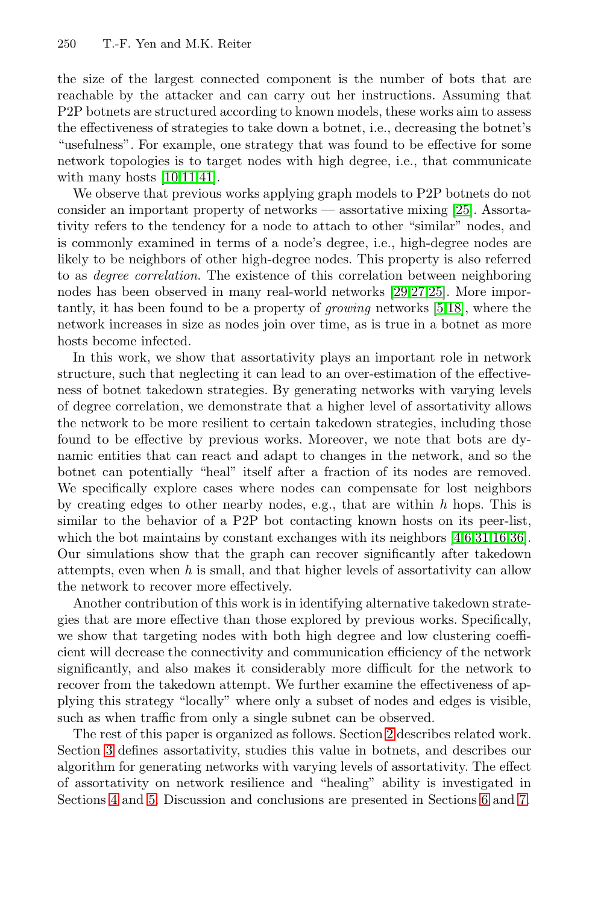the size of the largest connected component is the number of bots that are reachable by the attacker and can carry out her instructions. Assuming that P2P botnets are structured according to known models, these works aim to assess the effectiveness of strategies to take down a botnet, i.e., decreasing the botnet's "usefulness". For example, one strategy that was found to be effective for some network topologies is to target nodes with high degree, i.e., that communicate with many hosts [10,11,41].

We observe that previous works applying graph models to P2P botnets do not consider an important property of networks — assortative mixing [25]. Assortativity refers to the tendency for a node to attach to other "similar" nodes, and is commonly examined in terms of a node's degree, i.e., high-degree nodes are likely to be neighbors of other high-degree nodes. This property is also referred to as *degree correlation*. The existence of this correlation between neighboring nodes has been observed in many real-world networks [29,27,25]. More importantly, it has been found to be a property of *growing* networks [5,18], where the network increases in size as nodes join over time, as is true in a botnet as more hosts become infected.

In this work, we show that assortativity plays an important role in network structure, such that neglecting it can lead to an over-estimation of the effectiveness of botnet takedown strategies. By generating networks with varying levels of degree correlation, we demonstrate that a higher level of assortativity allows the network to be more resilient to certain takedown strategies, including those found to be effective by previous works. Moreover, we note that bots are dynamic entities that can react and adapt to changes in the network, and so the botnet can potentially "heal" itself after a fraction of its nodes are removed. We specifically explore cases where nodes can compensate for lost neighbors by creating edges to other nearby nodes, e.g., that are within $h$ hops. This is similar to the behavior of a P2P bot contacting known hosts on its peer-list, which the bot maintains by constant exchanges with its neighbors [4,6,31,16,36]. Our simulations show that the graph can recover significantly after takedown attempts, even when $h$ is small, and that higher levels of assortativity can allow the network to recover more effectively.

Another contribution of this work is in identifying alternative takedown strategies that are more effective than those explored by previous works. Specifically, we show that targeting nodes with both high degree and low clustering coefficient will decrease the connectivity and communication efficiency of the network significantly, and also makes it considerably more difficult for the network to recover from the takedown attempt. We further examine the effectiveness of applying this strategy "locally" where only a subset of nodes and edges is visible, such as when traffic from only a single subnet can be observed.

The rest of this paper is organized as follows. Section 2 describes related work. Section 3 defines assortativity, studies this value in botnets, and describes our algorithm for generating networks with varying levels of assortativity. The effect of assortativity on network resilience and "healing" ability is investigated in Sections 4 and 5. Discussion and conclusions are presented in Sections 6 and 7.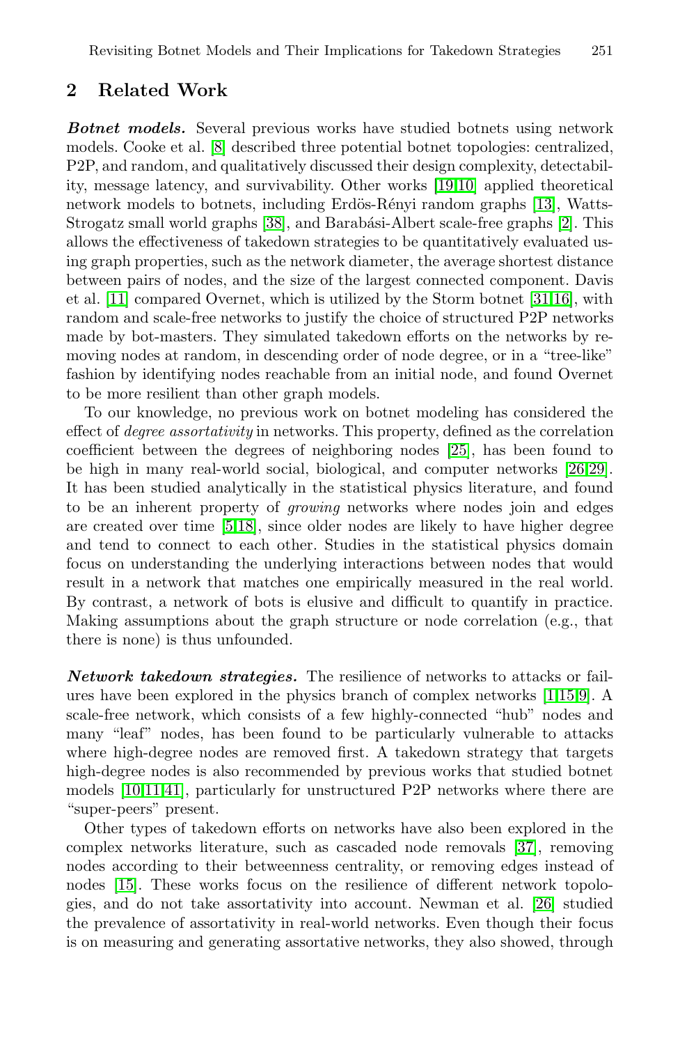## 2 Related Work

***Botnet models.*** Several previous works have studied botnets using network models. Cooke et al. [8] described three potential botnet topologies: centralized, P2P, and random, and qualitatively discussed their design complexity, detectability, message latency, and survivability. Other works [19,10] applied theoretical network models to botnets, including Erdös-Rényi random graphs [13], Watts-Strogatz small world graphs [38], and Barabási-Albert scale-free graphs [2]. This allows the effectiveness of takedown strategies to be quantitatively evaluated using graph properties, such as the network diameter, the average shortest distance between pairs of nodes, and the size of the largest connected component. Davis et al. [11] compared Overnet, which is utilized by the Storm botnet [31,16], with random and scale-free networks to justify the choice of structured P2P networks made by bot-masters. They simulated takedown efforts on the networks by removing nodes at random, in descending order of node degree, or in a "tree-like" fashion by identifying nodes reachable from an initial node, and found Overnet to be more resilient than other graph models.

To our knowledge, no previous work on botnet modeling has considered the effect of *degree assortativity* in networks. This property, defined as the correlation coefficient between the degrees of neighboring nodes [25], has been found to be high in many real-world social, biological, and computer networks [26,29]. It has been studied analytically in the statistical physics literature, and found to be an inherent property of *growing* networks where nodes join and edges are created over time [5,18], since older nodes are likely to have higher degree and tend to connect to each other. Studies in the statistical physics domain focus on understanding the underlying interactions between nodes that would result in a network that matches one empirically measured in the real world. By contrast, a network of bots is elusive and difficult to quantify in practice. Making assumptions about the graph structure or node correlation (e.g., that there is none) is thus unfounded.

***Network takedown strategies.*** The resilience of networks to attacks or failures have been explored in the physics branch of complex networks [1,15,9]. A scale-free network, which consists of a few highly-connected "hub" nodes and many "leaf" nodes, has been found to be particularly vulnerable to attacks where high-degree nodes are removed first. A takedown strategy that targets high-degree nodes is also recommended by previous works that studied botnet models [10,11,41], particularly for unstructured P2P networks where there are "super-peers" present.

Other types of takedown efforts on networks have also been explored in the complex networks literature, such as cascaded node removals [37], removing nodes according to their betweenness centrality, or removing edges instead of nodes [15]. These works focus on the resilience of different network topologies, and do not take assortativity into account. Newman et al. [26] studied the prevalence of assortativity in real-world networks. Even though their focus is on measuring and generating assortative networks, they also showed, through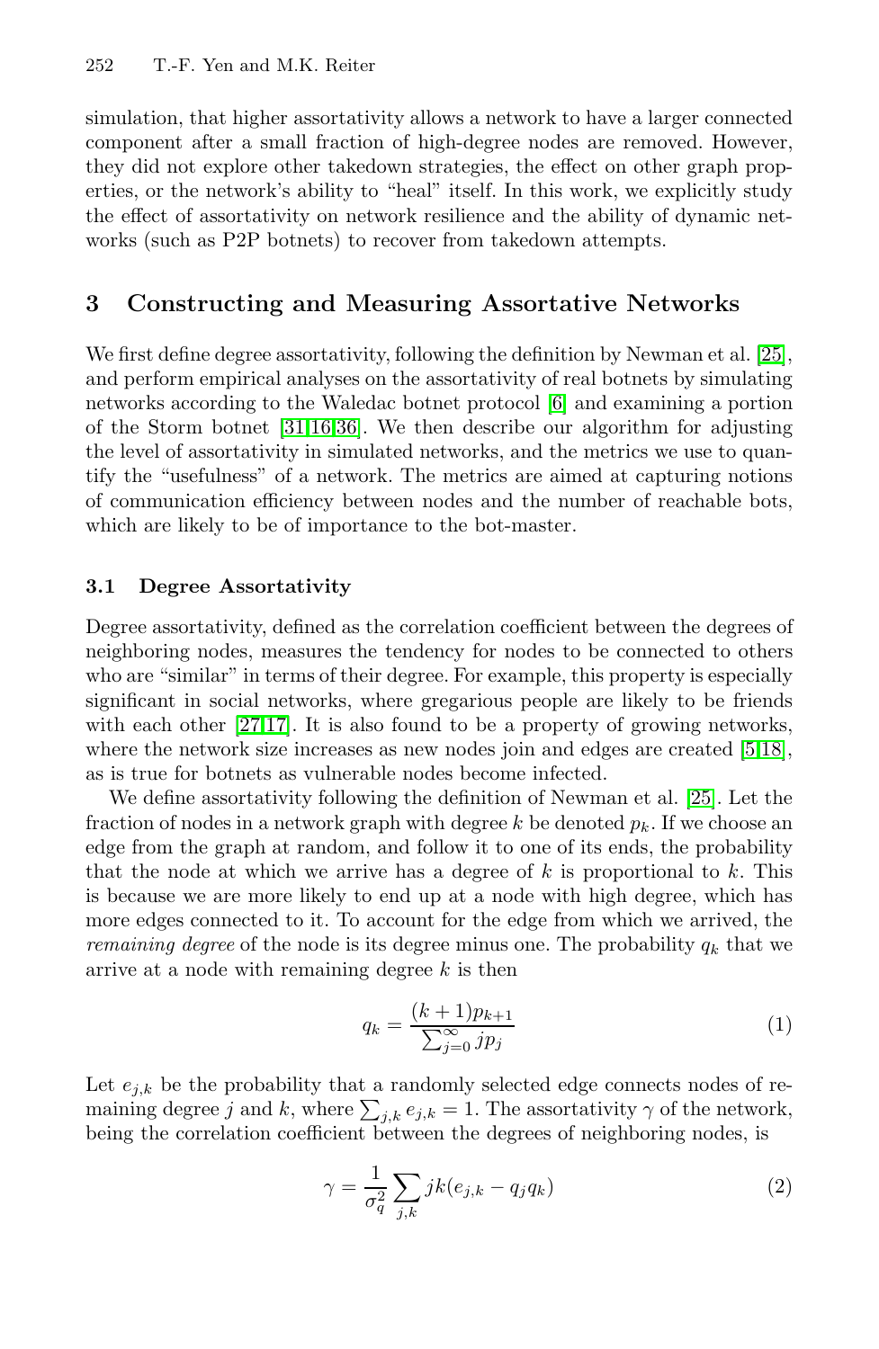simulation, that higher assortativity allows a network to have a larger connected component after a small fraction of high-degree nodes are removed. However, they did not explore other takedown strategies, the effect on other graph properties, or the network's ability to "heal" itself. In this work, we explicitly study the effect of assortativity on network resilience and the ability of dynamic networks (such as P2P botnets) to recover from takedown attempts.

## 3 Constructing and Measuring Assortative Networks

We first define degree assortativity, following the definition by Newman et al. [25], and perform empirical analyses on the assortativity of real botnets by simulating networks according to the Waledac botnet protocol [6] and examining a portion of the Storm botnet [31,16,36]. We then describe our algorithm for adjusting the level of assortativity in simulated networks, and the metrics we use to quantify the "usefulness" of a network. The metrics are aimed at capturing notions of communication efficiency between nodes and the number of reachable bots, which are likely to be of importance to the bot-master.

### 3.1 Degree Assortativity

Degree assortativity, defined as the correlation coefficient between the degrees of neighboring nodes, measures the tendency for nodes to be connected to others who are "similar" in terms of their degree. For example, this property is especially significant in social networks, where gregarious people are likely to be friends with each other [27,17]. It is also found to be a property of growing networks, where the network size increases as new nodes join and edges are created [5,18], as is true for botnets as vulnerable nodes become infected.

We define assortativity following the definition of Newman et al. [25]. Let the fraction of nodes in a network graph with degree $k$ be denoted $p_k$. If we choose an edge from the graph at random, and follow it to one of its ends, the probability that the node at which we arrive has a degree of $k$ is proportional to $k$. This is because we are more likely to end up at a node with high degree, which has more edges connected to it. To account for the edge from which we arrived, the *remaining degree* of the node is its degree minus one. The probability $q_k$ that we arrive at a node with remaining degree $k$ is then

$$q_k = \frac{(k+1)p_{k+1}}{\sum_{j=0}^{\infty} j p_j} \tag{1}$$

Let $e_{j,k}$ be the probability that a randomly selected edge connects nodes of remaining degree $j$ and $k$, where $\sum_{j,k} e_{j,k} = 1$. The assortativity $\gamma$ of the network, being the correlation coefficient between the degrees of neighboring nodes, is

$$\gamma = \frac{1}{\sigma_q^2} \sum_{j,k} jk(e_{j,k} - q_j q_k) \tag{2}$$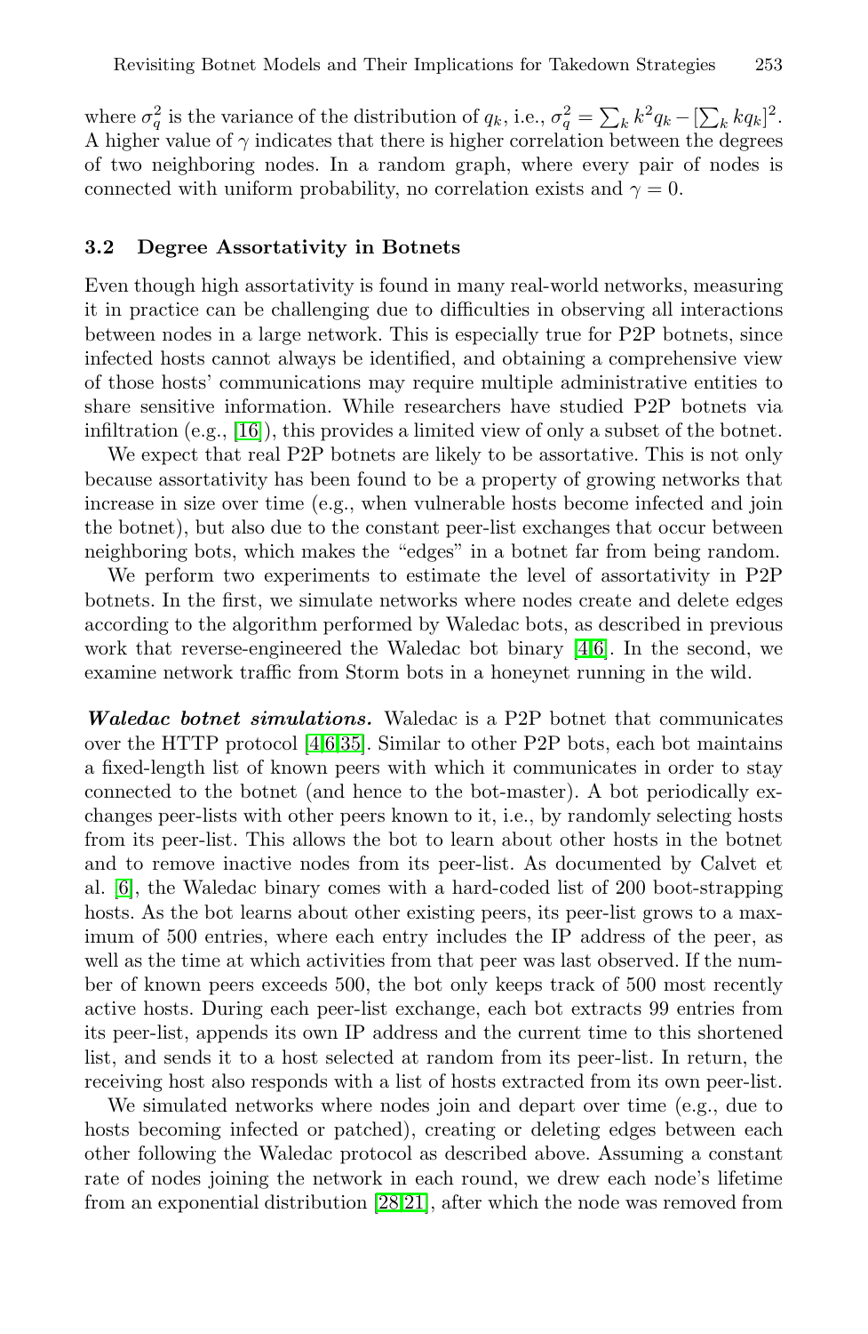where $\sigma_q^2$ is the variance of the distribution of $q_k$, i.e., $\sigma_q^2 = \sum_k k^2 q_k - [\sum_k k q_k]^2$. A higher value of $\gamma$ indicates that there is higher correlation between the degrees of two neighboring nodes. In a random graph, where every pair of nodes is connected with uniform probability, no correlation exists and $\gamma = 0$.

### 3.2 Degree Assortativity in Botnets

Even though high assortativity is found in many real-world networks, measuring it in practice can be challenging due to difficulties in observing all interactions between nodes in a large network. This is especially true for P2P botnets, since infected hosts cannot always be identified, and obtaining a comprehensive view of those hosts' communications may require multiple administrative entities to share sensitive information. While researchers have studied P2P botnets via infiltration (e.g., [16]), this provides a limited view of only a subset of the botnet.

We expect that real P2P botnets are likely to be assortative. This is not only because assortativity has been found to be a property of growing networks that increase in size over time (e.g., when vulnerable hosts become infected and join the botnet), but also due to the constant peer-list exchanges that occur between neighboring bots, which makes the "edges" in a botnet far from being random.

We perform two experiments to estimate the level of assortativity in P2P botnets. In the first, we simulate networks where nodes create and delete edges according to the algorithm performed by Waledac bots, as described in previous work that reverse-engineered the Waledac bot binary [4,6]. In the second, we examine network traffic from Storm bots in a honeynet running in the wild.

***Waledac botnet simulations.*** Waledac is a P2P botnet that communicates over the HTTP protocol [4,6,35]. Similar to other P2P bots, each bot maintains a fixed-length list of known peers with which it communicates in order to stay connected to the botnet (and hence to the bot-master). A bot periodically exchanges peer-lists with other peers known to it, i.e., by randomly selecting hosts from its peer-list. This allows the bot to learn about other hosts in the botnet and to remove inactive nodes from its peer-list. As documented by Calvet et al. [6], the Waledac binary comes with a hard-coded list of 200 boot-strapping hosts. As the bot learns about other existing peers, its peer-list grows to a maximum of 500 entries, where each entry includes the IP address of the peer, as well as the time at which activities from that peer was last observed. If the number of known peers exceeds 500, the bot only keeps track of 500 most recently active hosts. During each peer-list exchange, each bot extracts 99 entries from its peer-list, appends its own IP address and the current time to this shortened list, and sends it to a host selected at random from its peer-list. In return, the receiving host also responds with a list of hosts extracted from its own peer-list.

We simulated networks where nodes join and depart over time (e.g., due to hosts becoming infected or patched), creating or deleting edges between each other following the Waledac protocol as described above. Assuming a constant rate of nodes joining the network in each round, we drew each node's lifetime from an exponential distribution [28,21], after which the node was removed from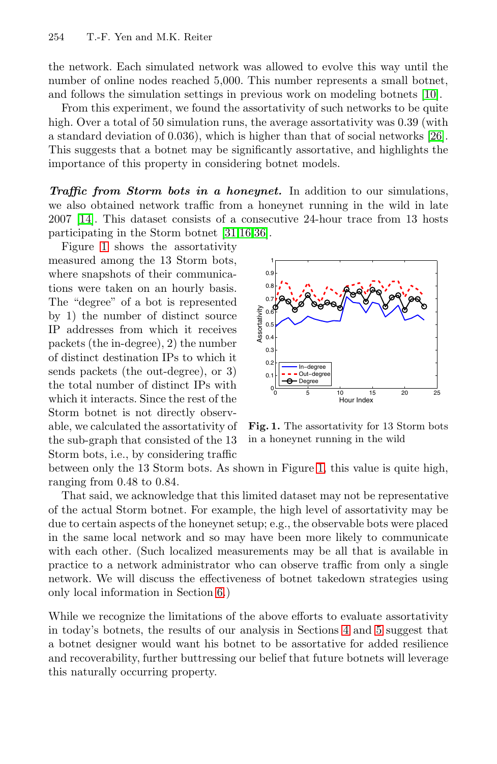the network. Each simulated network was allowed to evolve this way until the number of online nodes reached 5,000. This number represents a small botnet, and follows the simulation settings in previous work on modeling botnets [10].

From this experiment, we found the assortativity of such networks to be quite high. Over a total of 50 simulation runs, the average assortativity was 0.39 (with a standard deviation of 0.036), which is higher than that of social networks [26]. This suggests that a botnet may be significantly assortative, and highlights the importance of this property in considering botnet models.

***Traffic from Storm bots in a honeynet.*** In addition to our simulations, we also obtained network traffic from a honeynet running in the wild in late 2007 [14]. This dataset consists of a consecutive 24-hour trace from 13 hosts participating in the Storm botnet [31,16,36].

Figure 1 shows the assortativity measured among the 13 Storm bots, where snapshots of their communications were taken on an hourly basis. The "degree" of a bot is represented by 1) the number of distinct source IP addresses from which it receives packets (the in-degree), 2) the number of distinct destination IPs to which it sends packets (the out-degree), or 3) the total number of distinct IPs with which it interacts. Since the rest of the Storm botnet is not directly observable, we calculated the assortativity of the sub-graph that consisted of the 13 Storm bots, i.e., by considering traffic between only the 13 Storm bots. As shown in Figure 1, this value is quite high, ranging from 0.48 to 0.84.

**Fig. 1.** The assortativity for 13 Storm bots in a honeynet running in the wild

That said, we acknowledge that this limited dataset may not be representative of the actual Storm botnet. For example, the high level of assortativity may be due to certain aspects of the honeynet setup; e.g., the observable bots were placed in the same local network and so may have been more likely to communicate with each other. (Such localized measurements may be all that is available in practice to a network administrator who can observe traffic from only a single network. We will discuss the effectiveness of botnet takedown strategies using only local information in Section 6.)

While we recognize the limitations of the above efforts to evaluate assortativity in today's botnets, the results of our analysis in Sections 4 and 5 suggest that a botnet designer would want his botnet to be assortative for added resilience and recoverability, further buttressing our belief that future botnets will leverage this naturally occurring property.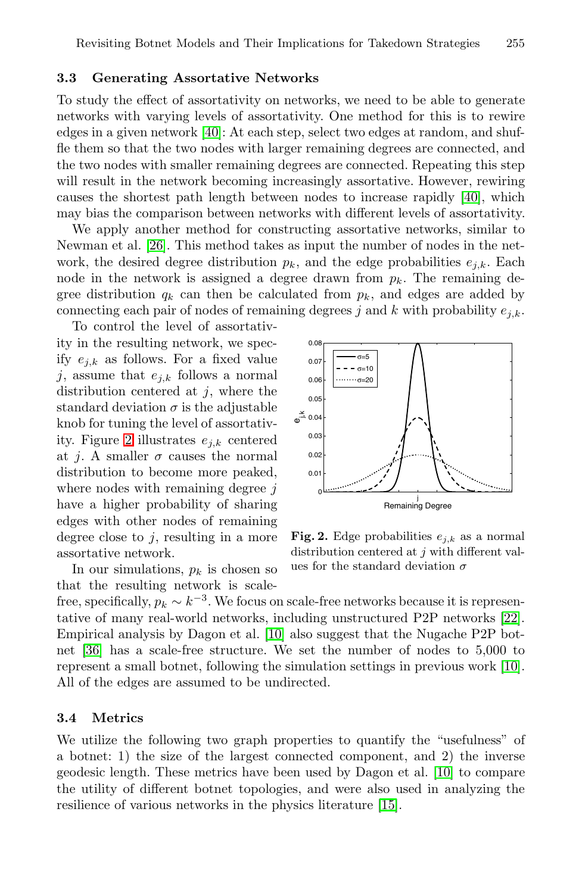### 3.3 Generating Assortative Networks

To study the effect of assortativity on networks, we need to be able to generate networks with varying levels of assortativity. One method for this is to rewire edges in a given network [40]: At each step, select two edges at random, and shuffle them so that the two nodes with larger remaining degrees are connected, and the two nodes with smaller remaining degrees are connected. Repeating this step will result in the network becoming increasingly assortative. However, rewiring causes the shortest path length between nodes to increase rapidly [40], which may bias the comparison between networks with different levels of assortativity.

We apply another method for constructing assortative networks, similar to Newman et al. [26]. This method takes as input the number of nodes in the network, the desired degree distribution $p_k$, and the edge probabilities $e_{j,k}$. Each node in the network is assigned a degree drawn from $p_k$. The remaining degree distribution $q_k$ can then be calculated from $p_k$, and edges are added by connecting each pair of nodes of remaining degrees $j$ and $k$ with probability $e_{j,k}$.

To control the level of assortativity in the resulting network, we specify $e_{j,k}$ as follows. For a fixed value $j$, assume that $e_{j,k}$ follows a normal distribution centered at $j$, where the standard deviation $\sigma$ is the adjustable knob for tuning the level of assortativity. Figure 2 illustrates $e_{j,k}$ centered at $j$. A smaller $\sigma$ causes the normal distribution to become more peaked, where nodes with remaining degree $j$ have a higher probability of sharing edges with other nodes of remaining degree close to $j$, resulting in a more assortative network.

**Fig. 2.** Edge probabilities $e_{j,k}$ as a normal distribution centered at $j$ with different values for the standard deviation $\sigma$

In our simulations, $p_k$ is chosen so that the resulting network is scale-free, specifically, $p_k \sim k^{-3}$. We focus on scale-free networks because it is representative of many real-world networks, including unstructured P2P networks [22]. Empirical analysis by Dagon et al. [10] also suggest that the Nugache P2P botnet [36] has a scale-free structure. We set the number of nodes to 5,000 to represent a small botnet, following the simulation settings in previous work [10]. All of the edges are assumed to be undirected.

### 3.4 Metrics

We utilize the following two graph properties to quantify the "usefulness" of a botnet: 1) the size of the largest connected component, and 2) the inverse geodesic length. These metrics have been used by Dagon et al. [10] to compare the utility of different botnet topologies, and were also used in analyzing the resilience of various networks in the physics literature [15].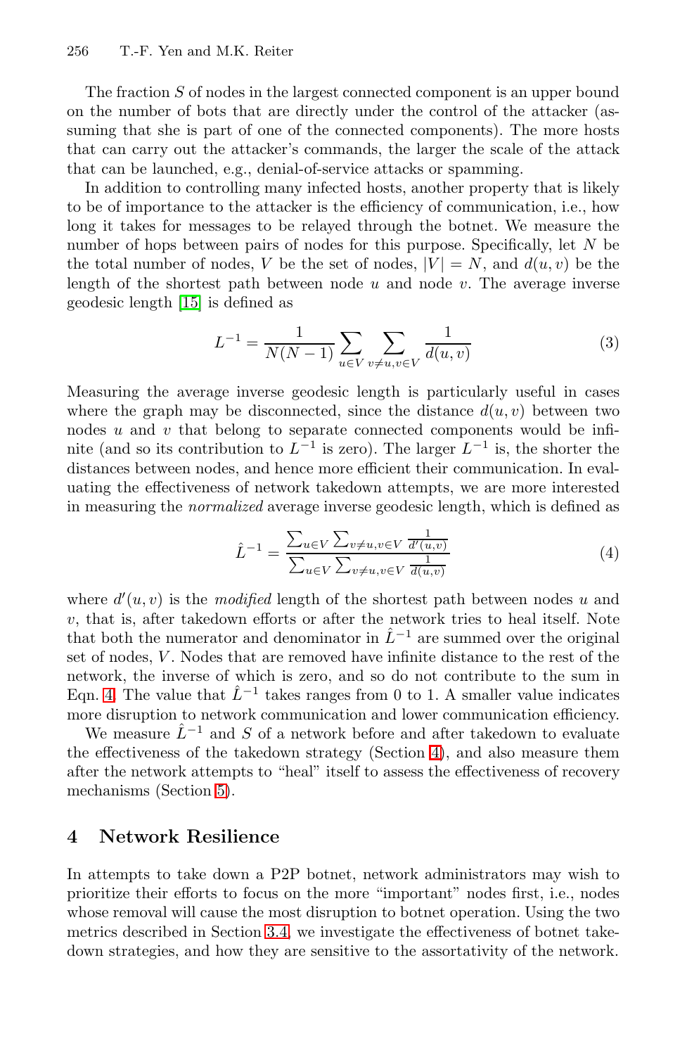The fraction $S$ of nodes in the largest connected component is an upper bound on the number of bots that are directly under the control of the attacker (assuming that she is part of one of the connected components). The more hosts that can carry out the attacker's commands, the larger the scale of the attack that can be launched, e.g., denial-of-service attacks or spamming.

In addition to controlling many infected hosts, another property that is likely to be of importance to the attacker is the efficiency of communication, i.e., how long it takes for messages to be relayed through the botnet. We measure the number of hops between pairs of nodes for this purpose. Specifically, let $N$ be the total number of nodes, $V$ be the set of nodes, $|V| = N$, and $d(u, v)$ be the length of the shortest path between node $u$ and node $v$. The average inverse geodesic length [15] is defined as

$$L^{-1} = \frac{1}{N(N-1)} \sum_{u \in V} \sum_{v \neq u, v \in V} \frac{1}{d(u,v)} \tag{3}$$

Measuring the average inverse geodesic length is particularly useful in cases where the graph may be disconnected, since the distance $d(u, v)$ between two nodes $u$ and $v$ that belong to separate connected components would be infinite (and so its contribution to $L^{-1}$ is zero). The larger $L^{-1}$ is, the shorter the distances between nodes, and hence more efficient their communication. In evaluating the effectiveness of network takedown attempts, we are more interested in measuring the *normalized* average inverse geodesic length, which is defined as

$$\hat{L}^{-1} = \frac{\sum_{u \in V} \sum_{v \neq u, v \in V} \frac{1}{d'(u,v)}}{\sum_{u \in V} \sum_{v \neq u, v \in V} \frac{1}{d(u,v)}} \tag{4}$$

where $d'(u, v)$ is the *modified* length of the shortest path between nodes $u$ and $v$, that is, after takedown efforts or after the network tries to heal itself. Note that both the numerator and denominator in $\hat{L}^{-1}$ are summed over the original set of nodes, $V$. Nodes that are removed have infinite distance to the rest of the network, the inverse of which is zero, and so do not contribute to the sum in Eqn. 4. The value that $\hat{L}^{-1}$ takes ranges from 0 to 1. A smaller value indicates more disruption to network communication and lower communication efficiency.

We measure $\hat{L}^{-1}$ and $S$ of a network before and after takedown to evaluate the effectiveness of the takedown strategy (Section 4), and also measure them after the network attempts to "heal" itself to assess the effectiveness of recovery mechanisms (Section 5).

## 4 Network Resilience

In attempts to take down a P2P botnet, network administrators may wish to prioritize their efforts to focus on the more "important" nodes first, i.e., nodes whose removal will cause the most disruption to botnet operation. Using the two metrics described in Section 3.4, we investigate the effectiveness of botnet takedown strategies, and how they are sensitive to the assortativity of the network.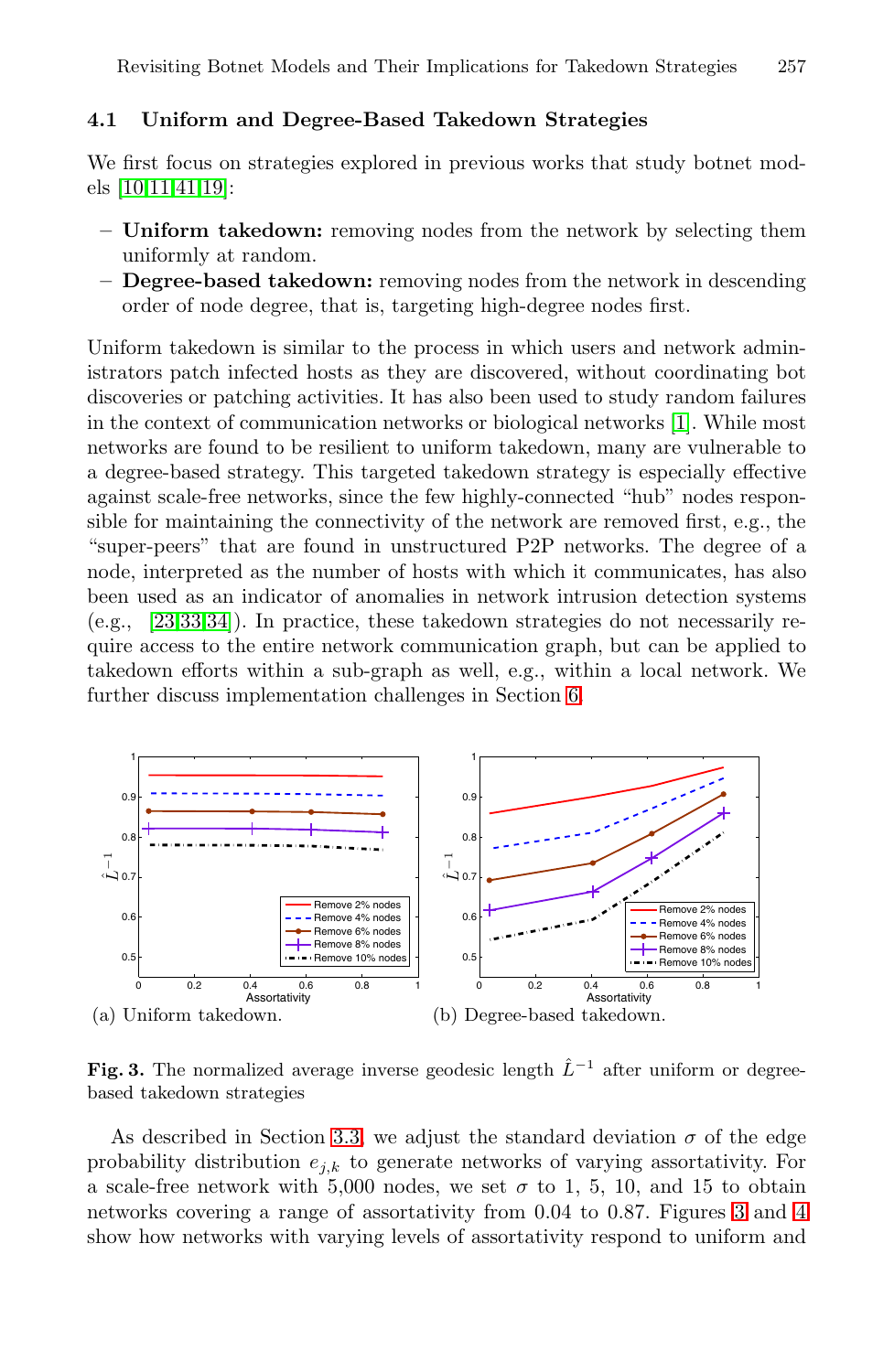### 4.1 Uniform and Degree-Based Takedown Strategies

We first focus on strategies explored in previous works that study botnet models [10,11,41,19]:

- **Uniform takedown:** removing nodes from the network by selecting them uniformly at random.
- **Degree-based takedown:** removing nodes from the network in descending order of node degree, that is, targeting high-degree nodes first.

Uniform takedown is similar to the process in which users and network administrators patch infected hosts as they are discovered, without coordinating bot discoveries or patching activities. It has also been used to study random failures in the context of communication networks or biological networks [1]. While most networks are found to be resilient to uniform takedown, many are vulnerable to a degree-based strategy. This targeted takedown strategy is especially effective against scale-free networks, since the few highly-connected "hub" nodes responsible for maintaining the connectivity of the network are removed first, e.g., the "super-peers" that are found in unstructured P2P networks. The degree of a node, interpreted as the number of hosts with which it communicates, has also been used as an indicator of anomalies in network intrusion detection systems (e.g., [23,33,34]). In practice, these takedown strategies do not necessarily require access to the entire network communication graph, but can be applied to takedown efforts within a sub-graph as well, e.g., within a local network. We further discuss implementation challenges in Section 6.

(a) Uniform takedown. (b) Degree-based takedown.

**Fig. 3.** The normalized average inverse geodesic length $\hat{L}^{-1}$ after uniform or degree-based takedown strategies

As described in Section 3.3, we adjust the standard deviation $\sigma$ of the edge probability distribution $e_{j,k}$ to generate networks of varying assortativity. For a scale-free network with 5,000 nodes, we set $\sigma$ to 1, 5, 10, and 15 to obtain networks covering a range of assortativity from 0.04 to 0.87. Figures 3 and 4 show how networks with varying levels of assortativity respond to uniform and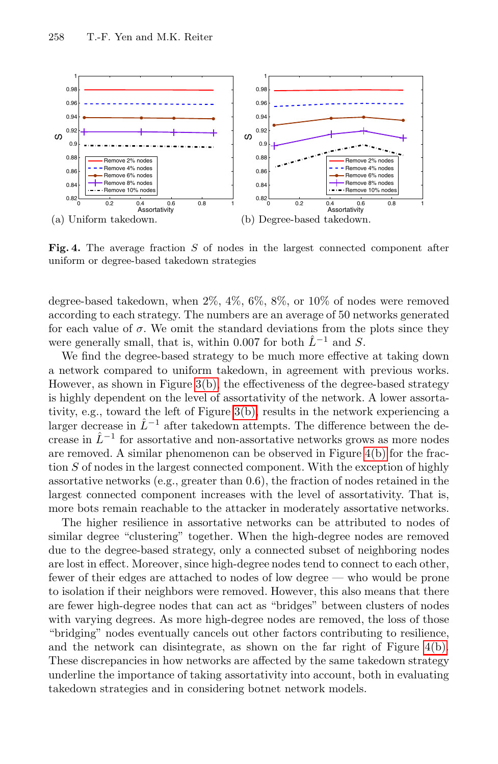(a) Uniform takedown.

(b) Degree-based takedown.

**Fig. 4.** The average fraction $S$ of nodes in the largest connected component after uniform or degree-based takedown strategies

degree-based takedown, when 2%, 4%, 6%, 8%, or 10% of nodes were removed according to each strategy. The numbers are an average of 50 networks generated for each value of $\sigma$. We omit the standard deviations from the plots since they were generally small, that is, within 0.007 for both $\hat{L}^{-1}$ and $S$.

We find the degree-based strategy to be much more effective at taking down a network compared to uniform takedown, in agreement with previous works. However, as shown in Figure 3(b), the effectiveness of the degree-based strategy is highly dependent on the level of assortativity of the network. A lower assortativity, e.g., toward the left of Figure 3(b), results in the network experiencing a larger decrease in $\hat{L}^{-1}$ after takedown attempts. The difference between the decrease in $\hat{L}^{-1}$ for assortative and non-assortative networks grows as more nodes are removed. A similar phenomenon can be observed in Figure 4(b) for the fraction $S$ of nodes in the largest connected component. With the exception of highly assortative networks (e.g., greater than 0.6), the fraction of nodes retained in the largest connected component increases with the level of assortativity. That is, more bots remain reachable to the attacker in moderately assortative networks.

The higher resilience in assortative networks can be attributed to nodes of similar degree "clustering" together. When the high-degree nodes are removed due to the degree-based strategy, only a connected subset of neighboring nodes are lost in effect. Moreover, since high-degree nodes tend to connect to each other, fewer of their edges are attached to nodes of low degree — who would be prone to isolation if their neighbors were removed. However, this also means that there are fewer high-degree nodes that can act as "bridges" between clusters of nodes with varying degrees. As more high-degree nodes are removed, the loss of those "bridging" nodes eventually cancels out other factors contributing to resilience, and the network can disintegrate, as shown on the far right of Figure 4(b). These discrepancies in how networks are affected by the same takedown strategy underline the importance of taking assortativity into account, both in evaluating takedown strategies and in considering botnet network models.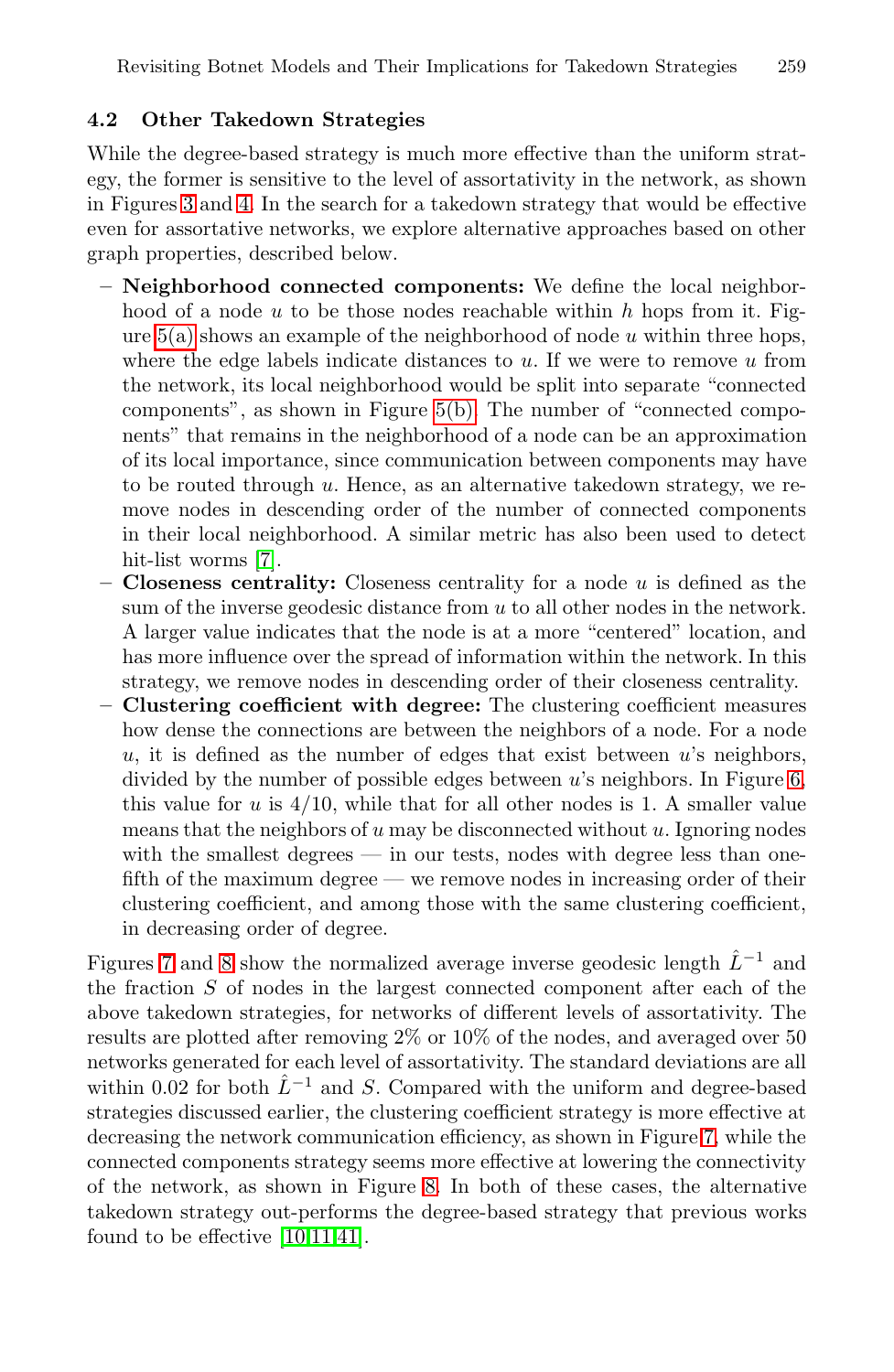### 4.2 Other Takedown Strategies

While the degree-based strategy is much more effective than the uniform strategy, the former is sensitive to the level of assortativity in the network, as shown in Figures 3 and 4. In the search for a takedown strategy that would be effective even for assortative networks, we explore alternative approaches based on other graph properties, described below.

- **Neighborhood connected components:** We define the local neighborhood of a node $u$ to be those nodes reachable within $h$ hops from it. Figure 5(a) shows an example of the neighborhood of node $u$ within three hops, where the edge labels indicate distances to $u$. If we were to remove $u$ from the network, its local neighborhood would be split into separate "connected components", as shown in Figure 5(b). The number of "connected components" that remains in the neighborhood of a node can be an approximation of its local importance, since communication between components may have to be routed through $u$. Hence, as an alternative takedown strategy, we remove nodes in descending order of the number of connected components in their local neighborhood. A similar metric has also been used to detect hit-list worms [7].
- **Closeness centrality:** Closeness centrality for a node $u$ is defined as the sum of the inverse geodesic distance from $u$ to all other nodes in the network. A larger value indicates that the node is at a more "centered" location, and has more influence over the spread of information within the network. In this strategy, we remove nodes in descending order of their closeness centrality.
- **Clustering coefficient with degree:** The clustering coefficient measures how dense the connections are between the neighbors of a node. For a node $u$, it is defined as the number of edges that exist between $u$'s neighbors, divided by the number of possible edges between $u$'s neighbors. In Figure 6, this value for $u$ is 4/10, while that for all other nodes is 1. A smaller value means that the neighbors of $u$ may be disconnected without $u$. Ignoring nodes with the smallest degrees — in our tests, nodes with degree less than one-fifth of the maximum degree — we remove nodes in increasing order of their clustering coefficient, and among those with the same clustering coefficient, in decreasing order of degree.

Figures 7 and 8 show the normalized average inverse geodesic length $\hat{L}^{-1}$ and the fraction $S$ of nodes in the largest connected component after each of the above takedown strategies, for networks of different levels of assortativity. The results are plotted after removing 2% or 10% of the nodes, and averaged over 50 networks generated for each level of assortativity. The standard deviations are all within 0.02 for both $\hat{L}^{-1}$ and $S$. Compared with the uniform and degree-based strategies discussed earlier, the clustering coefficient strategy is more effective at decreasing the network communication efficiency, as shown in Figure 7, while the connected components strategy seems more effective at lowering the connectivity of the network, as shown in Figure 8. In both of these cases, the alternative takedown strategy out-performs the degree-based strategy that previous works found to be effective [10,11,41].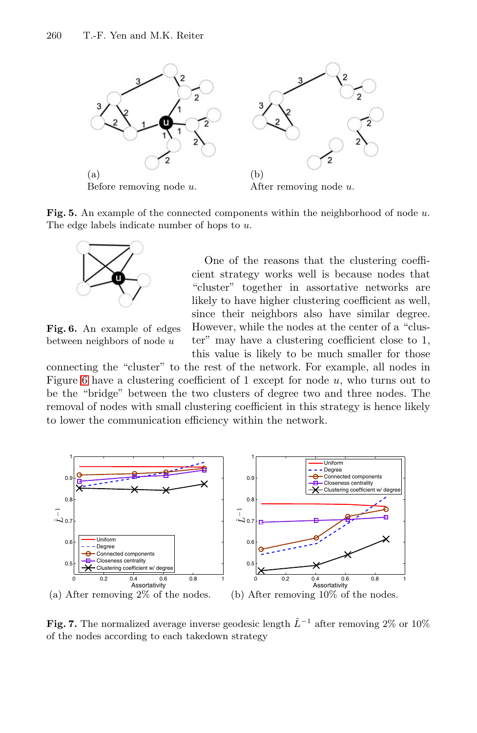(a)
Before removing node $u$.

(b)
After removing node $u$.

**Fig. 5.** An example of the connected components within the neighborhood of node $u$. The edge labels indicate number of hops to $u$.

**Fig. 6.** An example of edges between neighbors of node $u$

One of the reasons that the clustering coefficient strategy works well is because nodes that "cluster" together in assortative networks are likely to have higher clustering coefficient as well, since their neighbors also have similar degree. However, while the nodes at the center of a "cluster" may have a clustering coefficient close to 1, this value is likely to be much smaller for those connecting the "cluster" to the rest of the network. For example, all nodes in Figure 6 have a clustering coefficient of 1 except for node $u$, who turns out to be the "bridge" between the two clusters of degree two and three nodes. The removal of nodes with small clustering coefficient in this strategy is hence likely to lower the communication efficiency within the network.

(a) After removing 2% of the nodes.

(b) After removing 10% of the nodes.

**Fig. 7.** The normalized average inverse geodesic length $\hat{L}^{-1}$ after removing 2% or 10% of the nodes according to each takedown strategy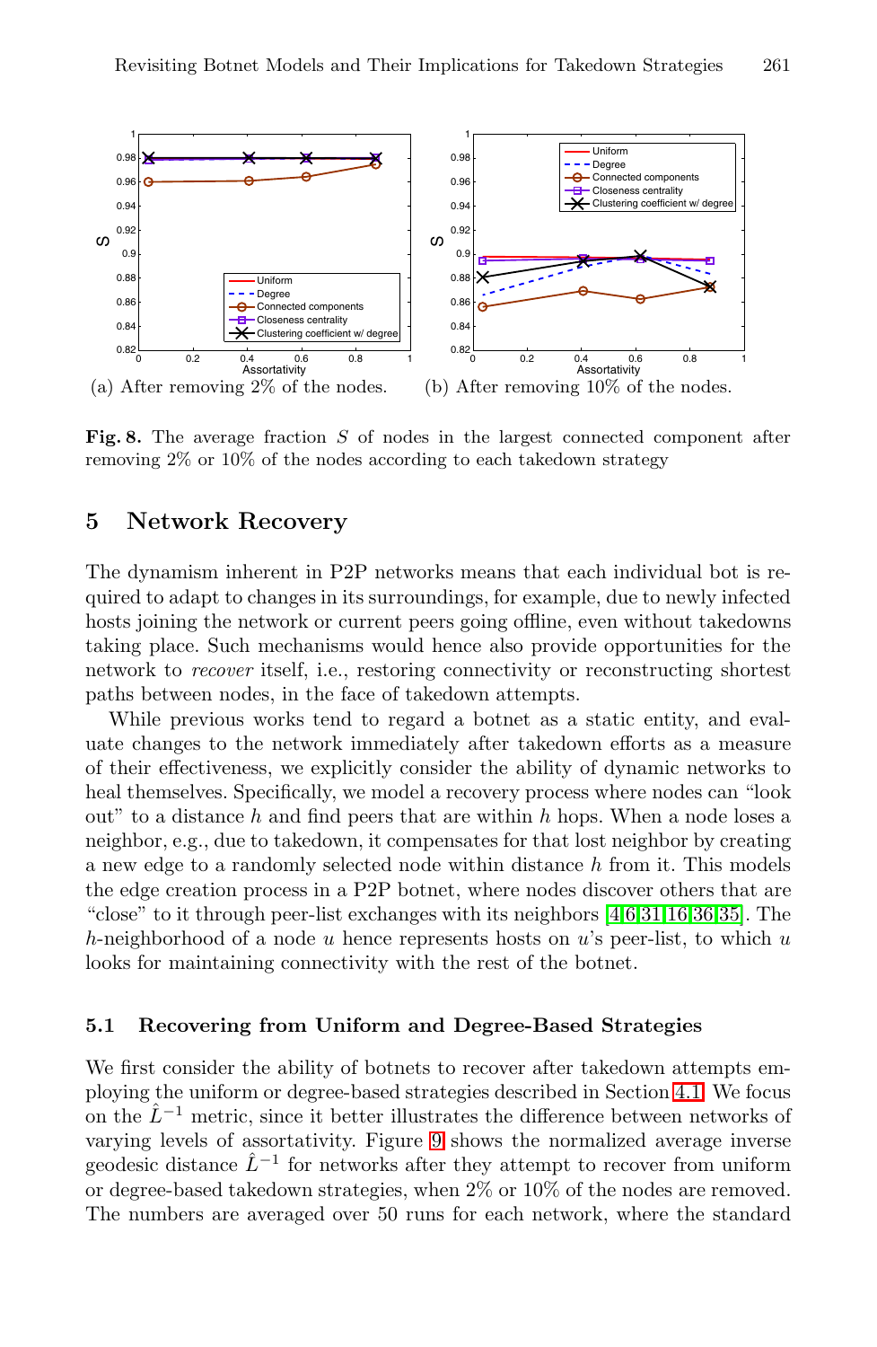(a) After removing 2% of the nodes. (b) After removing 10% of the nodes.

**Fig. 8.** The average fraction $S$ of nodes in the largest connected component after removing 2% or 10% of the nodes according to each takedown strategy

## 5 Network Recovery

The dynamism inherent in P2P networks means that each individual bot is required to adapt to changes in its surroundings, for example, due to newly infected hosts joining the network or current peers going offline, even without takedowns taking place. Such mechanisms would hence also provide opportunities for the network to *recover* itself, i.e., restoring connectivity or reconstructing shortest paths between nodes, in the face of takedown attempts.

While previous works tend to regard a botnet as a static entity, and evaluate changes to the network immediately after takedown efforts as a measure of their effectiveness, we explicitly consider the ability of dynamic networks to heal themselves. Specifically, we model a recovery process where nodes can "look out" to a distance $h$ and find peers that are within $h$ hops. When a node loses a neighbor, e.g., due to takedown, it compensates for that lost neighbor by creating a new edge to a randomly selected node within distance $h$ from it. This models the edge creation process in a P2P botnet, where nodes discover others that are "close" to it through peer-list exchanges with its neighbors [4,6,31,16,36,35]. The $h$-neighborhood of a node $u$ hence represents hosts on $u$'s peer-list, to which $u$ looks for maintaining connectivity with the rest of the botnet.

### 5.1 Recovering from Uniform and Degree-Based Strategies

We first consider the ability of botnets to recover after takedown attempts employing the uniform or degree-based strategies described in Section 4.1. We focus on the $\hat{L}^{-1}$ metric, since it better illustrates the difference between networks of varying levels of assortativity. Figure 9 shows the normalized average inverse geodesic distance $\hat{L}^{-1}$ for networks after they attempt to recover from uniform or degree-based takedown strategies, when 2% or 10% of the nodes are removed. The numbers are averaged over 50 runs for each network, where the standard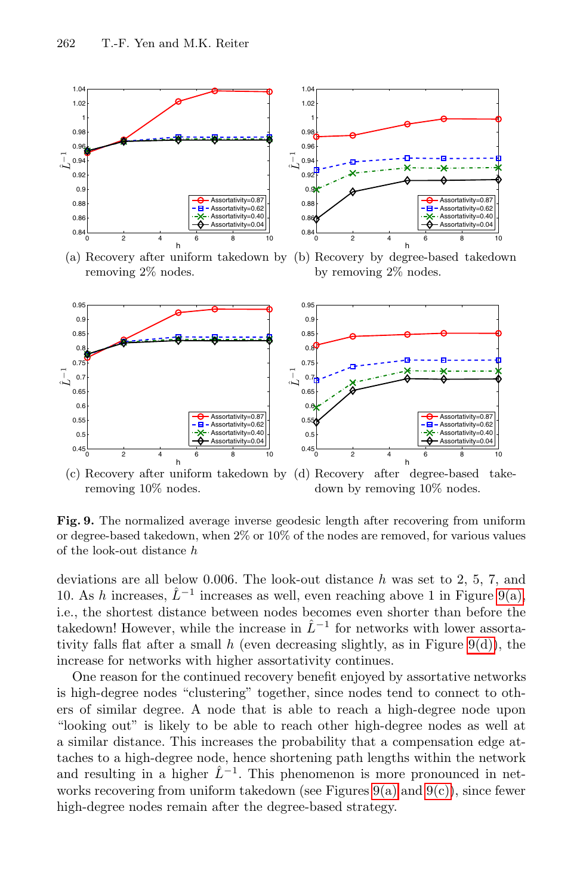(a) Recovery after uniform takedown by removing 2% nodes.

(b) Recovery by degree-based takedown by removing 2% nodes.

(c) Recovery after uniform takedown by removing 10% nodes.

(d) Recovery after degree-based takedown by removing 10% nodes.

**Fig. 9.** The normalized average inverse geodesic length after recovering from uniform or degree-based takedown, when 2% or 10% of the nodes are removed, for various values of the look-out distance $h$

deviations are all below 0.006. The look-out distance $h$ was set to 2, 5, 7, and 10. As $h$ increases, $\hat{L}^{-1}$ increases as well, even reaching above 1 in Figure 9(a), i.e., the shortest distance between nodes becomes even shorter than before the takedown! However, while the increase in $\hat{L}^{-1}$ for networks with lower assortativity falls flat after a small $h$ (even decreasing slightly, as in Figure 9(d)), the increase for networks with higher assortativity continues.

One reason for the continued recovery benefit enjoyed by assortative networks is high-degree nodes "clustering" together, since nodes tend to connect to others of similar degree. A node that is able to reach a high-degree node upon "looking out" is likely to be able to reach other high-degree nodes as well at a similar distance. This increases the probability that a compensation edge attaches to a high-degree node, hence shortening path lengths within the network and resulting in a higher $\hat{L}^{-1}$. This phenomenon is more pronounced in networks recovering from uniform takedown (see Figures 9(a) and 9(c)), since fewer high-degree nodes remain after the degree-based strategy.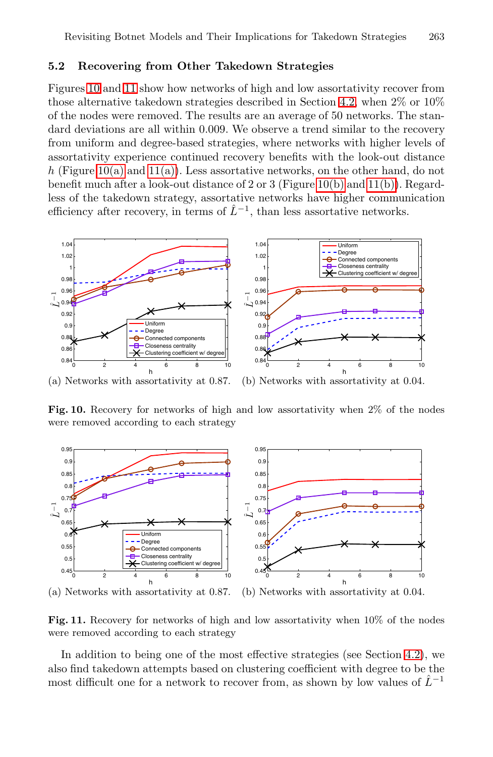### 5.2 Recovering from Other Takedown Strategies

Figures 10 and 11 show how networks of high and low assortativity recover from those alternative takedown strategies described in Section 4.2, when 2% or 10% of the nodes were removed. The results are an average of 50 networks. The standard deviations are all within 0.009. We observe a trend similar to the recovery from uniform and degree-based strategies, where networks with higher levels of assortativity experience continued recovery benefits with the look-out distance $h$ (Figure 10(a) and 11(a)). Less assortative networks, on the other hand, do not benefit much after a look-out distance of 2 or 3 (Figure 10(b) and 11(b)). Regardless of the takedown strategy, assortative networks have higher communication efficiency after recovery, in terms of $\hat{L}^{-1}$, than less assortative networks.

(a) Networks with assortativity at 0.87. (b) Networks with assortativity at 0.04.

**Fig. 10.** Recovery for networks of high and low assortativity when 2% of the nodes were removed according to each strategy

(a) Networks with assortativity at 0.87. (b) Networks with assortativity at 0.04.

**Fig. 11.** Recovery for networks of high and low assortativity when 10% of the nodes were removed according to each strategy

In addition to being one of the most effective strategies (see Section 4.2), we also find takedown attempts based on clustering coefficient with degree to be the most difficult one for a network to recover from, as shown by low values of $\hat{L}^{-1}$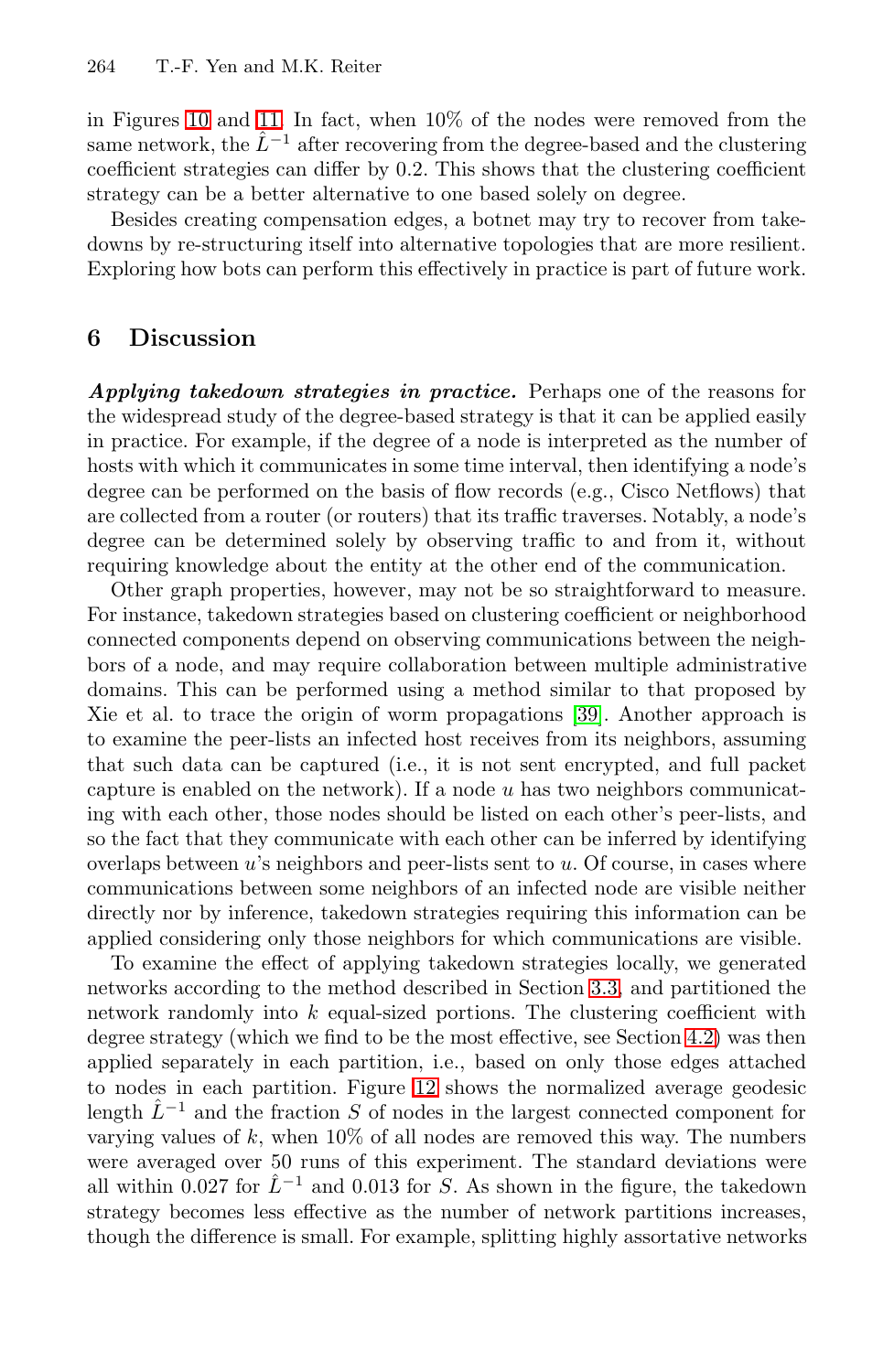in Figures 10 and 11. In fact, when 10% of the nodes were removed from the same network, the $\hat{L}^{-1}$ after recovering from the degree-based and the clustering coefficient strategies can differ by 0.2. This shows that the clustering coefficient strategy can be a better alternative to one based solely on degree.

Besides creating compensation edges, a botnet may try to recover from takedowns by re-structuring itself into alternative topologies that are more resilient. Exploring how bots can perform this effectively in practice is part of future work.

## 6 Discussion

***Applying takedown strategies in practice.*** Perhaps one of the reasons for the widespread study of the degree-based strategy is that it can be applied easily in practice. For example, if the degree of a node is interpreted as the number of hosts with which it communicates in some time interval, then identifying a node's degree can be performed on the basis of flow records (e.g., Cisco Netflows) that are collected from a router (or routers) that its traffic traverses. Notably, a node's degree can be determined solely by observing traffic to and from it, without requiring knowledge about the entity at the other end of the communication.

Other graph properties, however, may not be so straightforward to measure. For instance, takedown strategies based on clustering coefficient or neighborhood connected components depend on observing communications between the neighbors of a node, and may require collaboration between multiple administrative domains. This can be performed using a method similar to that proposed by Xie et al. to trace the origin of worm propagations [39]. Another approach is to examine the peer-lists an infected host receives from its neighbors, assuming that such data can be captured (i.e., it is not sent encrypted, and full packet capture is enabled on the network). If a node $u$ has two neighbors communicating with each other, those nodes should be listed on each other's peer-lists, and so the fact that they communicate with each other can be inferred by identifying overlaps between $u$'s neighbors and peer-lists sent to $u$. Of course, in cases where communications between some neighbors of an infected node are visible neither directly nor by inference, takedown strategies requiring this information can be applied considering only those neighbors for which communications are visible.

To examine the effect of applying takedown strategies locally, we generated networks according to the method described in Section 3.3, and partitioned the network randomly into $k$ equal-sized portions. The clustering coefficient with degree strategy (which we find to be the most effective, see Section 4.2) was then applied separately in each partition, i.e., based on only those edges attached to nodes in each partition. Figure 12 shows the normalized average geodesic length $\hat{L}^{-1}$ and the fraction $S$ of nodes in the largest connected component for varying values of $k$, when 10% of all nodes are removed this way. The numbers were averaged over 50 runs of this experiment. The standard deviations were all within 0.027 for $\hat{L}^{-1}$ and 0.013 for $S$. As shown in the figure, the takedown strategy becomes less effective as the number of network partitions increases, though the difference is small. For example, splitting highly assortative networks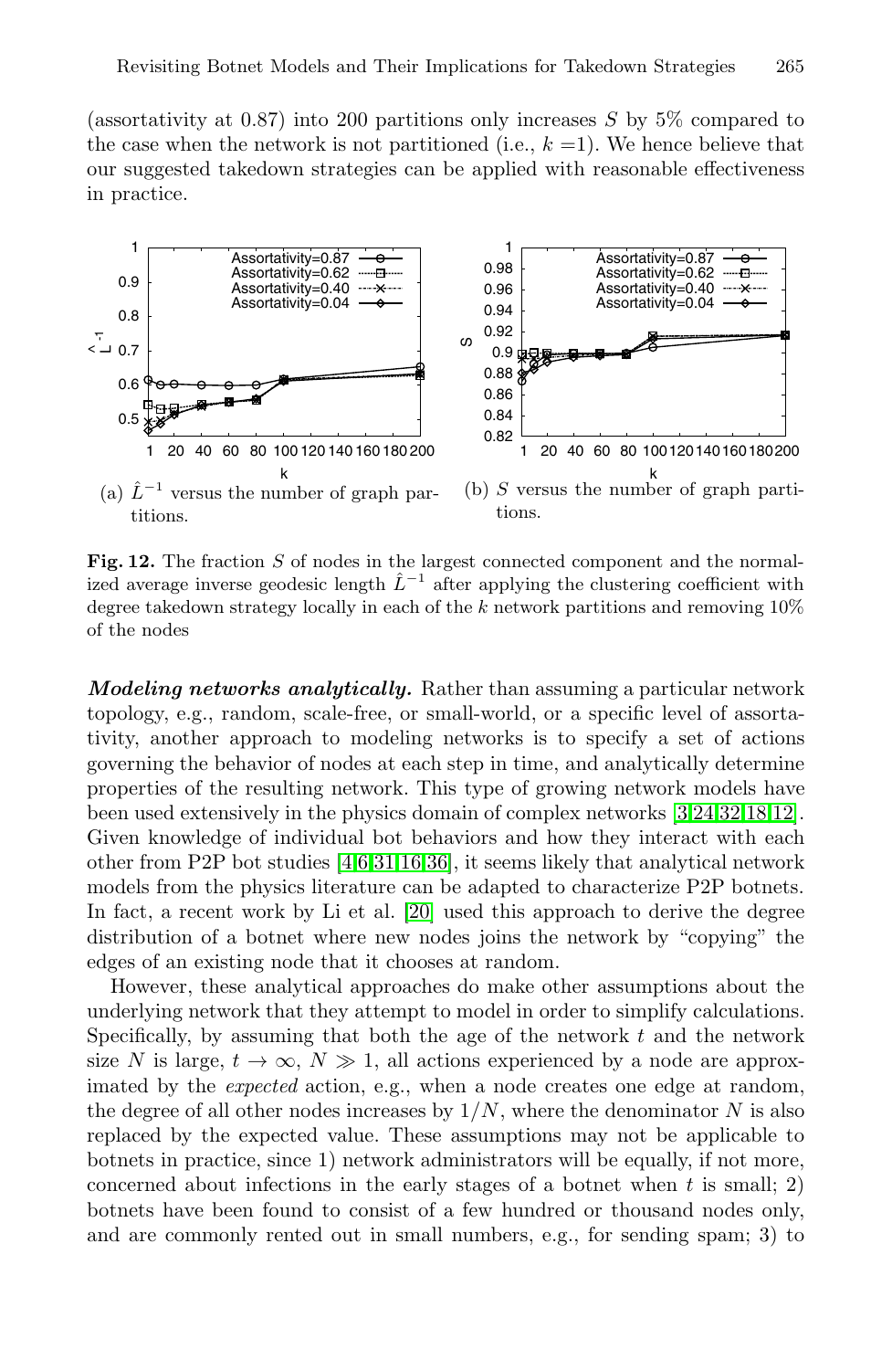(assortativity at 0.87) into 200 partitions only increases $S$ by 5% compared to the case when the network is not partitioned (i.e., $k = 1$). We hence believe that our suggested takedown strategies can be applied with reasonable effectiveness in practice.

(a) $\hat{L}^{-1}$ versus the number of graph partitions.

(b) $S$ versus the number of graph partitions.

**Fig. 12.** The fraction $S$ of nodes in the largest connected component and the normalized average inverse geodesic length $\hat{L}^{-1}$ after applying the clustering coefficient with degree takedown strategy locally in each of the $k$ network partitions and removing 10% of the nodes

***Modeling networks analytically.*** Rather than assuming a particular network topology, e.g., random, scale-free, or small-world, or a specific level of assortativity, another approach to modeling networks is to specify a set of actions governing the behavior of nodes at each step in time, and analytically determine properties of the resulting network. This type of growing network models have been used extensively in the physics domain of complex networks [3,24,32,18,12]. Given knowledge of individual bot behaviors and how they interact with each other from P2P bot studies [4,6,31,16,36], it seems likely that analytical network models from the physics literature can be adapted to characterize P2P botnets. In fact, a recent work by Li et al. [20] used this approach to derive the degree distribution of a botnet where new nodes joins the network by "copying" the edges of an existing node that it chooses at random.

However, these analytical approaches do make other assumptions about the underlying network that they attempt to model in order to simplify calculations. Specifically, by assuming that both the age of the network $t$ and the network size $N$ is large, $t \to \infty$, $N \gg 1$, all actions experienced by a node are approximated by the *expected* action, e.g., when a node creates one edge at random, the degree of all other nodes increases by $1/N$, where the denominator $N$ is also replaced by the expected value. These assumptions may not be applicable to botnets in practice, since 1) network administrators will be equally, if not more, concerned about infections in the early stages of a botnet when $t$ is small; 2) botnets have been found to consist of a few hundred or thousand nodes only, and are commonly rented out in small numbers, e.g., for sending spam; 3) to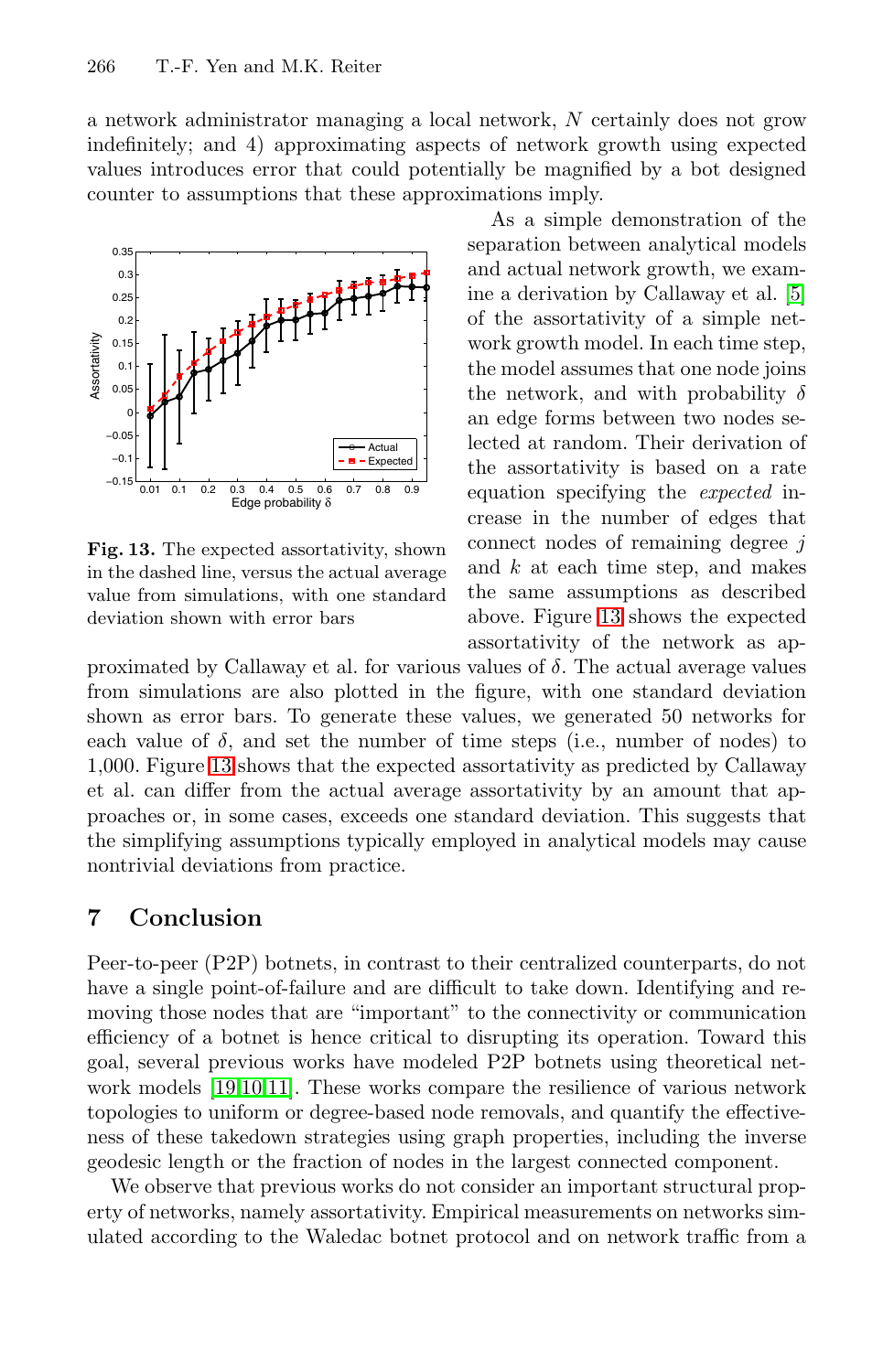a network administrator managing a local network, $N$ certainly does not grow indefinitely; and 4) approximating aspects of network growth using expected values introduces error that could potentially be magnified by a bot designed counter to assumptions that these approximations imply.

As a simple demonstration of the separation between analytical models and actual network growth, we examine a derivation by Callaway et al. [5] of the assortativity of a simple network growth model. In each time step, the model assumes that one node joins the network, and with probability $\delta$ an edge forms between two nodes selected at random. Their derivation of the assortativity is based on a rate equation specifying the *expected* increase in the number of edges that connect nodes of remaining degree $j$ and $k$ at each time step, and makes the same assumptions as described above. Figure 13 shows the expected assortativity of the network as approximated by Callaway et al. for various values of $\delta$. The actual average values from simulations are also plotted in the figure, with one standard deviation shown as error bars. To generate these values, we generated 50 networks for each value of $\delta$, and set the number of time steps (i.e., number of nodes) to 1,000. Figure 13 shows that the expected assortativity as predicted by Callaway et al. can differ from the actual average assortativity by an amount that approaches or, in some cases, exceeds one standard deviation. This suggests that the simplifying assumptions typically employed in analytical models may cause nontrivial deviations from practice.

**Fig. 13.** The expected assortativity, shown in the dashed line, versus the actual average value from simulations, with one standard deviation shown with error bars

## 7 Conclusion

Peer-to-peer (P2P) botnets, in contrast to their centralized counterparts, do not have a single point-of-failure and are difficult to take down. Identifying and removing those nodes that are "important" to the connectivity or communication efficiency of a botnet is hence critical to disrupting its operation. Toward this goal, several previous works have modeled P2P botnets using theoretical network models [19,10,11]. These works compare the resilience of various network topologies to uniform or degree-based node removals, and quantify the effectiveness of these takedown strategies using graph properties, including the inverse geodesic length or the fraction of nodes in the largest connected component.

We observe that previous works do not consider an important structural property of networks, namely assortativity. Empirical measurements on networks simulated according to the Waledac botnet protocol and on network traffic from a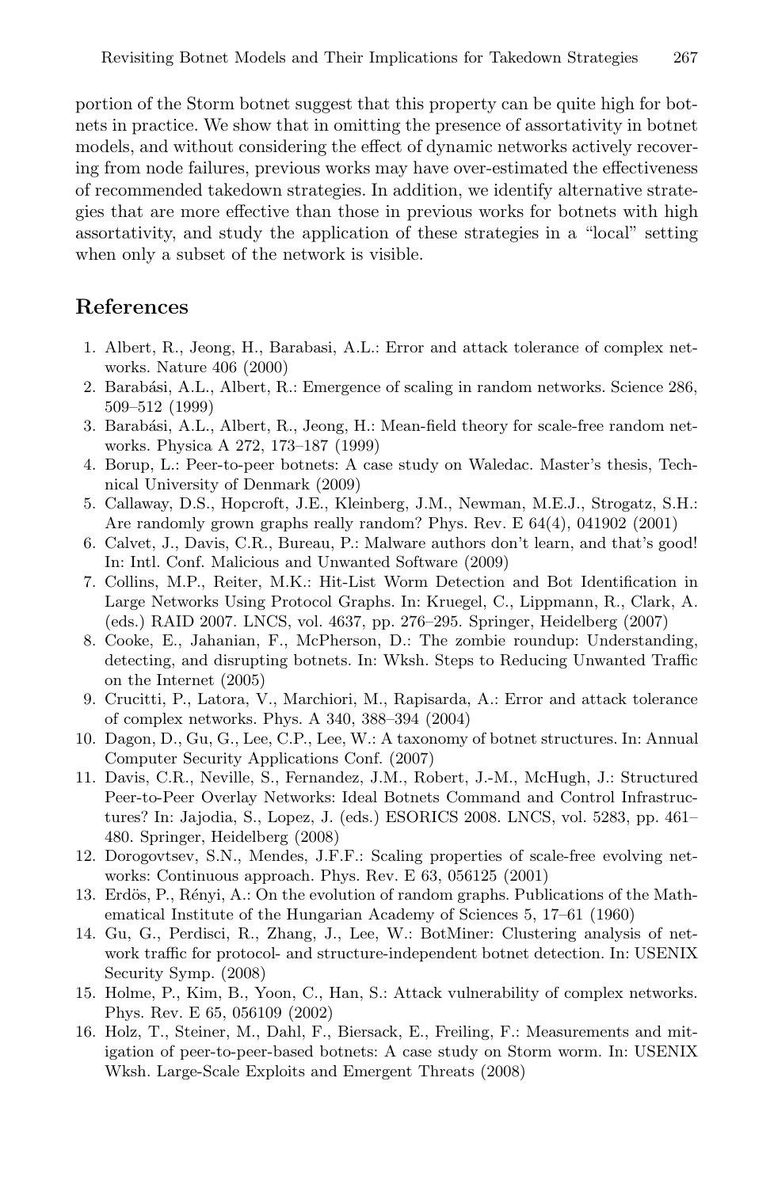portion of the Storm botnet suggest that this property can be quite high for botnets in practice. We show that in omitting the presence of assortativity in botnet models, and without considering the effect of dynamic networks actively recovering from node failures, previous works may have over-estimated the effectiveness of recommended takedown strategies. In addition, we identify alternative strategies that are more effective than those in previous works for botnets with high assortativity, and study the application of these strategies in a "local" setting when only a subset of the network is visible.

## References

1. Albert, R., Jeong, H., Barabasi, A.L.: Error and attack tolerance of complex networks. Nature 406 (2000)
2. Barabási, A.L., Albert, R.: Emergence of scaling in random networks. Science 286, 509–512 (1999)
3. Barabási, A.L., Albert, R., Jeong, H.: Mean-field theory for scale-free random networks. Physica A 272, 173–187 (1999)
4. Borup, L.: Peer-to-peer botnets: A case study on Waledac. Master's thesis, Technical University of Denmark (2009)
5. Callaway, D.S., Hopcroft, J.E., Kleinberg, J.M., Newman, M.E.J., Strogatz, S.H.: Are randomly grown graphs really random? Phys. Rev. E 64(4), 041902 (2001)
6. Calvet, J., Davis, C.R., Bureau, P.: Malware authors don't learn, and that's good! In: Intl. Conf. Malicious and Unwanted Software (2009)
7. Collins, M.P., Reiter, M.K.: Hit-List Worm Detection and Bot Identification in Large Networks Using Protocol Graphs. In: Kruegel, C., Lippmann, R., Clark, A. (eds.) RAID 2007. LNCS, vol. 4637, pp. 276–295. Springer, Heidelberg (2007)
8. Cooke, E., Jahanian, F., McPherson, D.: The zombie roundup: Understanding, detecting, and disrupting botnets. In: Wksh. Steps to Reducing Unwanted Traffic on the Internet (2005)
9. Crucitti, P., Latora, V., Marchiori, M., Rapisarda, A.: Error and attack tolerance of complex networks. Phys. A 340, 388–394 (2004)
10. Dagon, D., Gu, G., Lee, C.P., Lee, W.: A taxonomy of botnet structures. In: Annual Computer Security Applications Conf. (2007)
11. Davis, C.R., Neville, S., Fernandez, J.M., Robert, J.-M., McHugh, J.: Structured Peer-to-Peer Overlay Networks: Ideal Botnets Command and Control Infrastructures? In: Jajodia, S., Lopez, J. (eds.) ESORICS 2008. LNCS, vol. 5283, pp. 461–480. Springer, Heidelberg (2008)
12. Dorogovtsev, S.N., Mendes, J.F.F.: Scaling properties of scale-free evolving networks: Continuous approach. Phys. Rev. E 63, 056125 (2001)
13. Erdös, P., Rényi, A.: On the evolution of random graphs. Publications of the Mathematical Institute of the Hungarian Academy of Sciences 5, 17–61 (1960)
14. Gu, G., Perdisci, R., Zhang, J., Lee, W.: BotMiner: Clustering analysis of network traffic for protocol- and structure-independent botnet detection. In: USENIX Security Symp. (2008)
15. Holme, P., Kim, B., Yoon, C., Han, S.: Attack vulnerability of complex networks. Phys. Rev. E 65, 056109 (2002)
16. Holz, T., Steiner, M., Dahl, F., Biersack, E., Freiling, F.: Measurements and mitigation of peer-to-peer-based botnets: A case study on Storm worm. In: USENIX Wksh. Large-Scale Exploits and Emergent Threats (2008)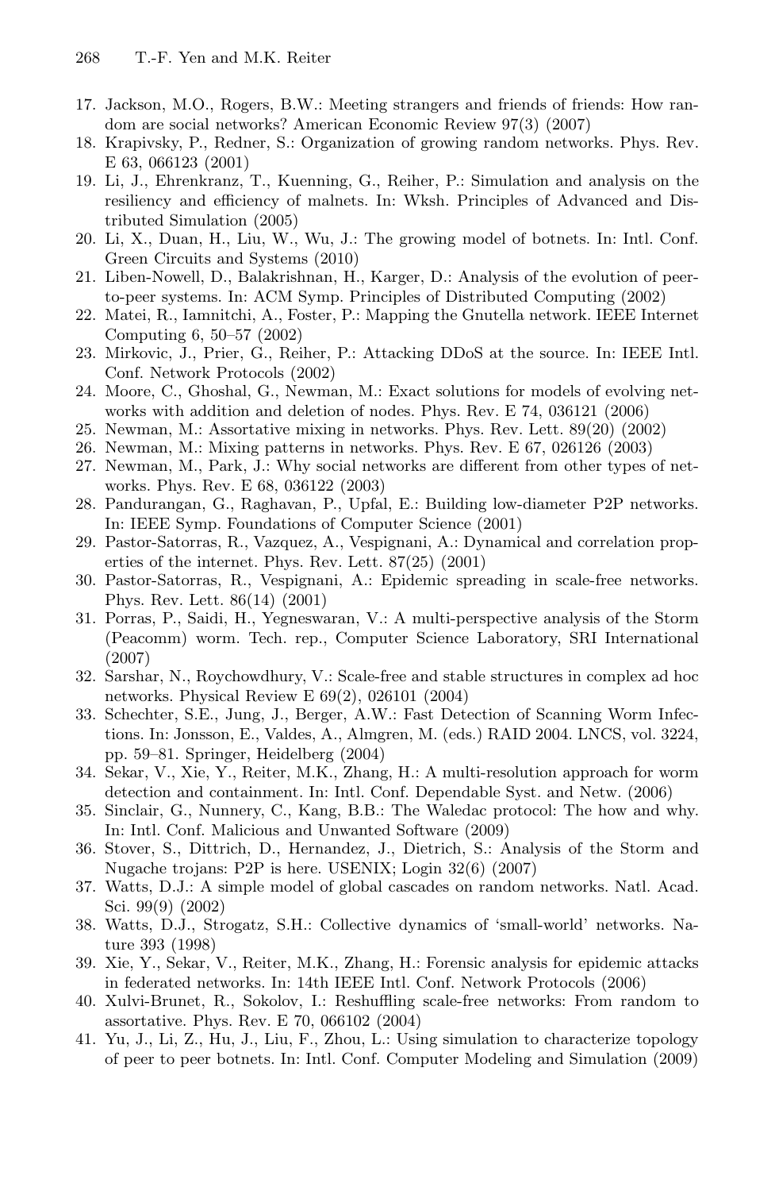17. Jackson, M.O., Rogers, B.W.: Meeting strangers and friends of friends: How random are social networks? American Economic Review 97(3) (2007)
18. Krapivsky, P., Redner, S.: Organization of growing random networks. Phys. Rev. E 63, 066123 (2001)
19. Li, J., Ehrenkranz, T., Kuenning, G., Reiher, P.: Simulation and analysis on the resiliency and efficiency of malnets. In: Wksh. Principles of Advanced and Distributed Simulation (2005)
20. Li, X., Duan, H., Liu, W., Wu, J.: The growing model of botnets. In: Intl. Conf. Green Circuits and Systems (2010)
21. Liben-Nowell, D., Balakrishnan, H., Karger, D.: Analysis of the evolution of peer-to-peer systems. In: ACM Symp. Principles of Distributed Computing (2002)
22. Matei, R., Iamnitchi, A., Foster, P.: Mapping the Gnutella network. IEEE Internet Computing 6, 50–57 (2002)
23. Mirkovic, J., Prier, G., Reiher, P.: Attacking DDoS at the source. In: IEEE Intl. Conf. Network Protocols (2002)
24. Moore, C., Ghoshal, G., Newman, M.: Exact solutions for models of evolving networks with addition and deletion of nodes. Phys. Rev. E 74, 036121 (2006)
25. Newman, M.: Assortative mixing in networks. Phys. Rev. Lett. 89(20) (2002)
26. Newman, M.: Mixing patterns in networks. Phys. Rev. E 67, 026126 (2003)
27. Newman, M., Park, J.: Why social networks are different from other types of networks. Phys. Rev. E 68, 036122 (2003)
28. Pandurangan, G., Raghavan, P., Upfal, E.: Building low-diameter P2P networks. In: IEEE Symp. Foundations of Computer Science (2001)
29. Pastor-Satorras, R., Vazquez, A., Vespignani, A.: Dynamical and correlation properties of the internet. Phys. Rev. Lett. 87(25) (2001)
30. Pastor-Satorras, R., Vespignani, A.: Epidemic spreading in scale-free networks. Phys. Rev. Lett. 86(14) (2001)
31. Porras, P., Saidi, H., Yegneswaran, V.: A multi-perspective analysis of the Storm (Peacomm) worm. Tech. rep., Computer Science Laboratory, SRI International (2007)
32. Sarshar, N., Roychowdhury, V.: Scale-free and stable structures in complex ad hoc networks. Physical Review E 69(2), 026101 (2004)
33. Schechter, S.E., Jung, J., Berger, A.W.: Fast Detection of Scanning Worm Infections. In: Jonsson, E., Valdes, A., Almgren, M. (eds.) RAID 2004. LNCS, vol. 3224, pp. 59–81. Springer, Heidelberg (2004)
34. Sekar, V., Xie, Y., Reiter, M.K., Zhang, H.: A multi-resolution approach for worm detection and containment. In: Intl. Conf. Dependable Syst. and Netw. (2006)
35. Sinclair, G., Nunnery, C., Kang, B.B.: The Waledac protocol: The how and why. In: Intl. Conf. Malicious and Unwanted Software (2009)
36. Stover, S., Dittrich, D., Hernandez, J., Dietrich, S.: Analysis of the Storm and Nugache trojans: P2P is here. USENIX; Login 32(6) (2007)
37. Watts, D.J.: A simple model of global cascades on random networks. Natl. Acad. Sci. 99(9) (2002)
38. Watts, D.J., Strogatz, S.H.: Collective dynamics of 'small-world' networks. Nature 393 (1998)
39. Xie, Y., Sekar, V., Reiter, M.K., Zhang, H.: Forensic analysis for epidemic attacks in federated networks. In: 14th IEEE Intl. Conf. Network Protocols (2006)
40. Xulvi-Brunet, R., Sokolov, I.: Reshuffling scale-free networks: From random to assortative. Phys. Rev. E 70, 066102 (2004)
41. Yu, J., Li, Z., Hu, J., Liu, F., Zhou, L.: Using simulation to characterize topology of peer to peer botnets. In: Intl. Conf. Computer Modeling and Simulation (2009)